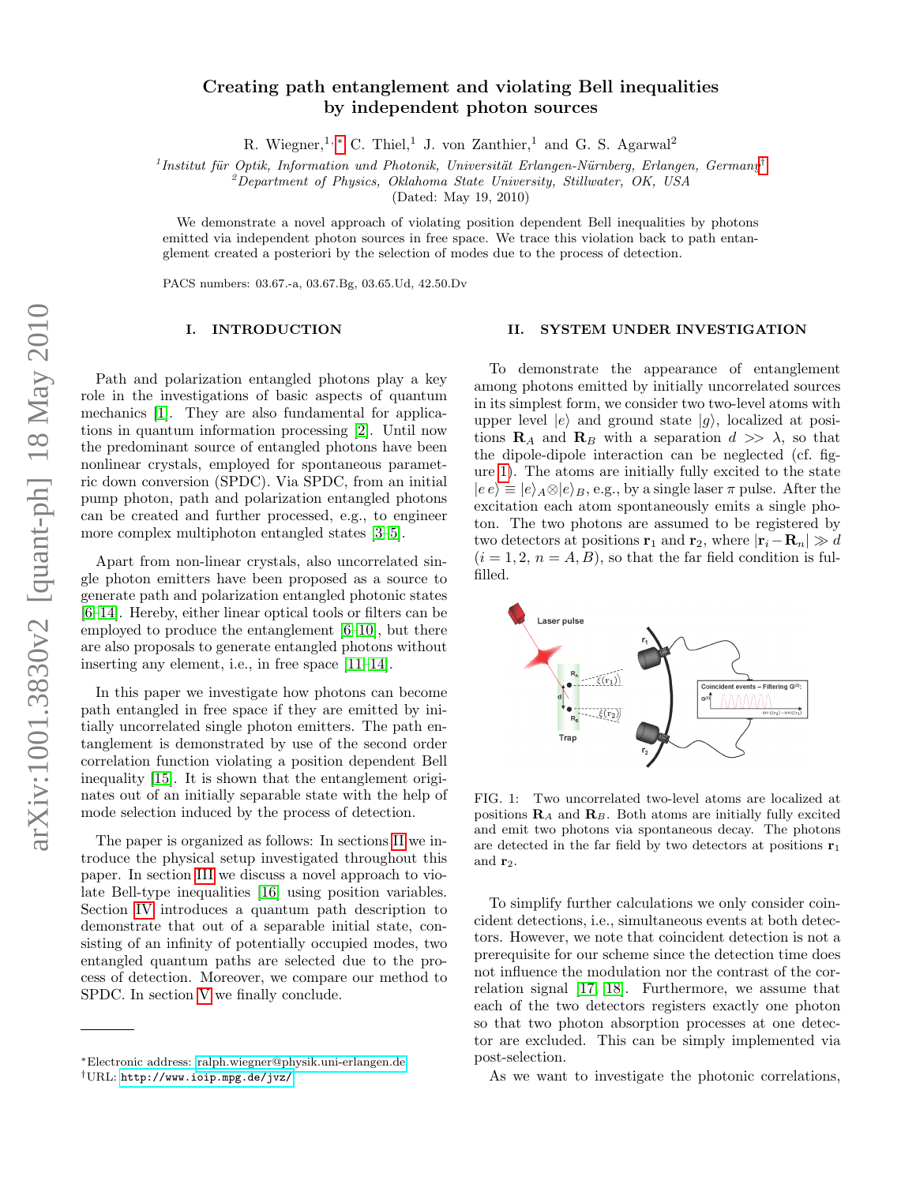# Creating path entanglement and violating Bell inequalities by independent photon sources

R. Wiegner,[1,*] C. Thiel,[1] J. von Zanthier,[1] and G. S. Agarwal[2]

[1] *Institut für Optik, Information und Photonik, Universität Erlangen-Nürnberg, Erlangen, Germany*[†]
[2] *Department of Physics, Oklahoma State University, Stillwater, OK, USA*

(Dated: May 19, 2010)

We demonstrate a novel approach of violating position dependent Bell inequalities by photons emitted via independent photon sources in free space. We trace this violation back to path entanglement created a posteriori by the selection of modes due to the process of detection.

PACS numbers: 03.67.-a, 03.67.Bg, 03.65.Ud, 42.50.Dv

## I. INTRODUCTION

Path and polarization entangled photons play a key role in the investigations of basic aspects of quantum mechanics [1]. They are also fundamental for applications in quantum information processing [2]. Until now the predominant source of entangled photons have been nonlinear crystals, employed for spontaneous parametric down conversion (SPDC). Via SPDC, from an initial pump photon, path and polarization entangled photons can be created and further processed, e.g., to engineer more complex multiphoton entangled states [3–5].

Apart from non-linear crystals, also uncorrelated single photon emitters have been proposed as a source to generate path and polarization entangled photonic states [6–14]. Hereby, either linear optical tools or filters can be employed to produce the entanglement [6–10], but there are also proposals to generate entangled photons without inserting any element, i.e., in free space [11–14].

In this paper we investigate how photons can become path entangled in free space if they are emitted by initially uncorrelated single photon emitters. The path entanglement is demonstrated by use of the second order correlation function violating a position dependent Bell inequality [15]. It is shown that the entanglement originates out of an initially separable state with the help of mode selection induced by the process of detection.

The paper is organized as follows: In sections II we introduce the physical setup investigated throughout this paper. In section III we discuss a novel approach to violate Bell-type inequalities [16] using position variables. Section IV introduces a quantum path description to demonstrate that out of a separable initial state, consisting of an infinity of potentially occupied modes, two entangled quantum paths are selected due to the process of detection. Moreover, we compare our method to SPDC. In section V we finally conclude.

## II. SYSTEM UNDER INVESTIGATION

To demonstrate the appearance of entanglement among photons emitted by initially uncorrelated sources in its simplest form, we consider two two-level atoms with upper level $|e\rangle$ and ground state $|g\rangle$, localized at positions $\mathbf{R}_A$ and $\mathbf{R}_B$ with a separation $d >> \lambda$, so that the dipole-dipole interaction can be neglected (cf. figure 1). The atoms are initially fully excited to the state $|e\,e\rangle \equiv |e\rangle_A \otimes |e\rangle_B$, e.g., by a single laser $\pi$ pulse. After the excitation each atom spontaneously emits a single photon. The two photons are assumed to be registered by two detectors at positions $\mathbf{r}_1$ and $\mathbf{r}_2$, where $|\mathbf{r}_i - \mathbf{R}_n| \gg d$ ($i = 1, 2$, $n = A, B$), so that the far field condition is fulfilled.

FIG. 1: Two uncorrelated two-level atoms are localized at positions $\mathbf{R}_A$ and $\mathbf{R}_B$. Both atoms are initially fully excited and emit two photons via spontaneous decay. The photons are detected in the far field by two detectors at positions $\mathbf{r}_1$ and $\mathbf{r}_2$.

To simplify further calculations we only consider coincident detections, i.e., simultaneous events at both detectors. However, we note that coincident detection is not a prerequisite for our scheme since the detection time does not influence the modulation nor the contrast of the correlation signal [17, 18]. Furthermore, we assume that each of the two detectors registers exactly one photon so that two photon absorption processes at one detector are excluded. This can be simply implemented via post-selection.

As we want to investigate the photonic correlations,

---

*Electronic address: ralph.wiegner@physik.uni-erlangen.de
†URL: http://www.ioip.mpg.de/jvz/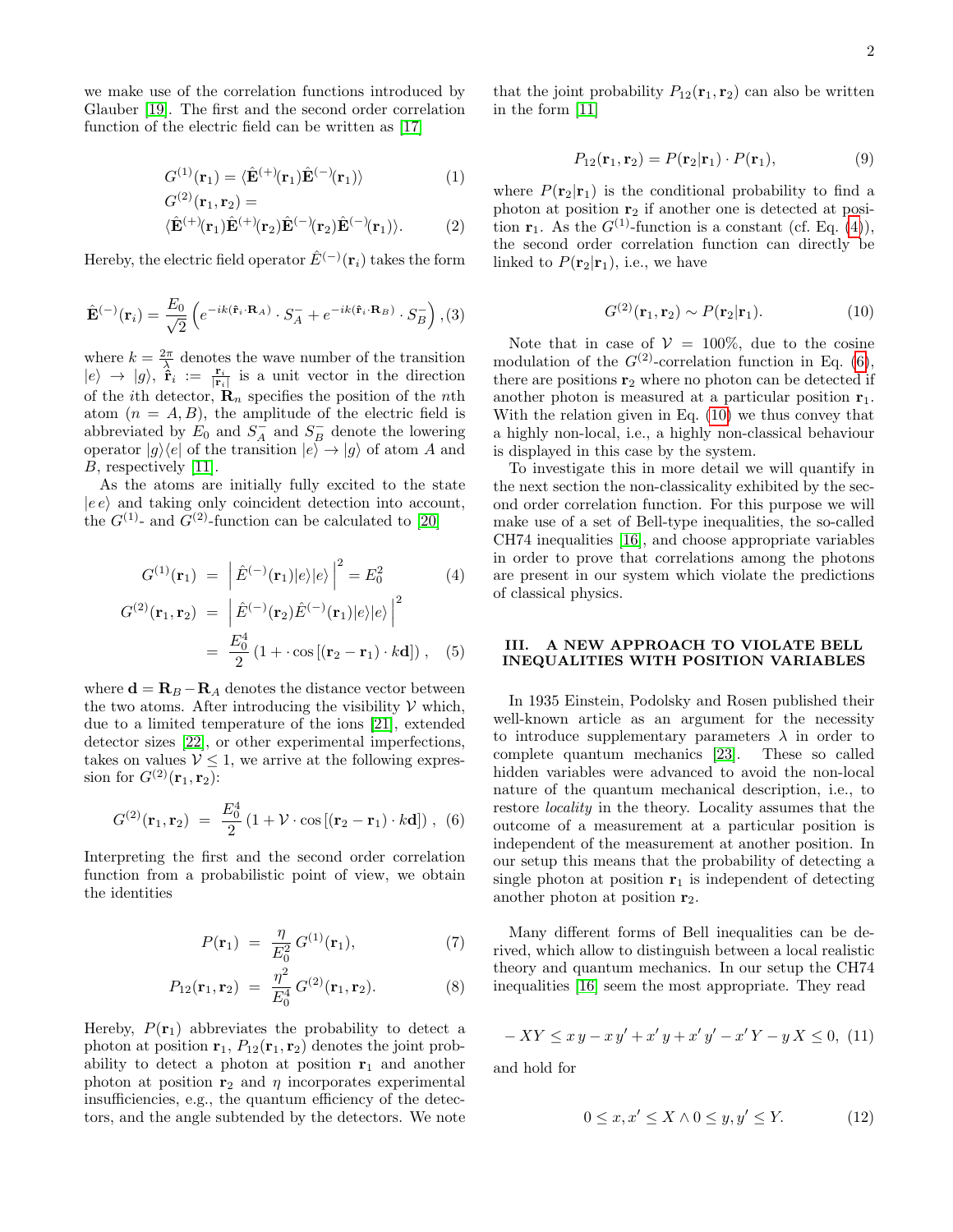we make use of the correlation functions introduced by Glauber [19]. The first and the second order correlation function of the electric field can be written as [17]

$$G^{(1)}(\mathbf{r}_1) = \langle \hat{\mathbf{E}}^{(+)}(\mathbf{r}_1)\hat{\mathbf{E}}^{(-)}(\mathbf{r}_1)\rangle \tag{1}$$

$$G^{(2)}(\mathbf{r}_1, \mathbf{r}_2) = \langle \hat{\mathbf{E}}^{(+)}(\mathbf{r}_1)\hat{\mathbf{E}}^{(+)}(\mathbf{r}_2)\hat{\mathbf{E}}^{(-)}(\mathbf{r}_2)\hat{\mathbf{E}}^{(-)}(\mathbf{r}_1)\rangle. \tag{2}$$

Hereby, the electric field operator $\hat{E}^{(-)}(\mathbf{r}_i)$ takes the form

$$\hat{\mathbf{E}}^{(-)}(\mathbf{r}_i) = \frac{E_0}{\sqrt{2}}\left(e^{-ik(\hat{\mathbf{r}}_i\cdot\mathbf{R}_A)}\cdot S_A^- + e^{-ik(\hat{\mathbf{r}}_i\cdot\mathbf{R}_B)}\cdot S_B^-\right), \tag{3}$$

where $k = \frac{2\pi}{\lambda}$ denotes the wave number of the transition $|e\rangle \to |g\rangle$, $\hat{\mathbf{r}}_i := \frac{\mathbf{r}_i}{|\mathbf{r}_i|}$ is a unit vector in the direction of the $i$th detector, $\mathbf{R}_n$ specifies the position of the $n$th atom ($n = A, B$), the amplitude of the electric field is abbreviated by $E_0$ and $S_A^-$ and $S_B^-$ denote the lowering operator $|g\rangle\langle e|$ of the transition $|e\rangle \to |g\rangle$ of atom $A$ and $B$, respectively [11].

As the atoms are initially fully excited to the state $|e\,e\rangle$ and taking only coincident detection into account, the $G^{(1)}$- and $G^{(2)}$-function can be calculated to [20]

$$G^{(1)}(\mathbf{r}_1) = \left|\hat{E}^{(-)}(\mathbf{r}_1)|e\rangle|e\rangle\right|^2 = E_0^2 \tag{4}$$

$$\begin{aligned} G^{(2)}(\mathbf{r}_1, \mathbf{r}_2) &= \left|\hat{E}^{(-)}(\mathbf{r}_2)\hat{E}^{(-)}(\mathbf{r}_1)|e\rangle|e\rangle\right|^2 \\ &= \frac{E_0^4}{2}\left(1 + \cdot\cos\left[(\mathbf{r}_2 - \mathbf{r}_1)\cdot k\mathbf{d}\right]\right), \end{aligned} \tag{5}$$

where $\mathbf{d} = \mathbf{R}_B - \mathbf{R}_A$ denotes the distance vector between the two atoms. After introducing the visibility $\mathcal{V}$ which, due to a limited temperature of the ions [21], extended detector sizes [22], or other experimental imperfections, takes on values $\mathcal{V} \leq 1$, we arrive at the following expression for $G^{(2)}(\mathbf{r}_1, \mathbf{r}_2)$:

$$G^{(2)}(\mathbf{r}_1, \mathbf{r}_2) = \frac{E_0^4}{2}\left(1 + \mathcal{V}\cdot\cos\left[(\mathbf{r}_2 - \mathbf{r}_1)\cdot k\mathbf{d}\right]\right), \tag{6}$$

Interpreting the first and the second order correlation function from a probabilistic point of view, we obtain the identities

$$P(\mathbf{r}_1) = \frac{\eta}{E_0^2}\,G^{(1)}(\mathbf{r}_1), \tag{7}$$

$$P_{12}(\mathbf{r}_1, \mathbf{r}_2) = \frac{\eta^2}{E_0^4}\,G^{(2)}(\mathbf{r}_1, \mathbf{r}_2). \tag{8}$$

Hereby, $P(\mathbf{r}_1)$ abbreviates the probability to detect a photon at position $\mathbf{r}_1$, $P_{12}(\mathbf{r}_1, \mathbf{r}_2)$ denotes the joint probability to detect a photon at position $\mathbf{r}_1$ and another photon at position $\mathbf{r}_2$ and $\eta$ incorporates experimental insufficiencies, e.g., the quantum efficiency of the detectors, and the angle subtended by the detectors. We note that the joint probability $P_{12}(\mathbf{r}_1, \mathbf{r}_2)$ can also be written in the form [11]

$$P_{12}(\mathbf{r}_1, \mathbf{r}_2) = P(\mathbf{r}_2|\mathbf{r}_1)\cdot P(\mathbf{r}_1), \tag{9}$$

where $P(\mathbf{r}_2|\mathbf{r}_1)$ is the conditional probability to find a photon at position $\mathbf{r}_2$ if another one is detected at position $\mathbf{r}_1$. As the $G^{(1)}$-function is a constant (cf. Eq. (4)), the second order correlation function can directly be linked to $P(\mathbf{r}_2|\mathbf{r}_1)$, i.e., we have

$$G^{(2)}(\mathbf{r}_1, \mathbf{r}_2) \sim P(\mathbf{r}_2|\mathbf{r}_1). \tag{10}$$

Note that in case of $\mathcal{V} = 100\%$, due to the cosine modulation of the $G^{(2)}$-correlation function in Eq. (6), there are positions $\mathbf{r}_2$ where no photon can be detected if another photon is measured at a particular position $\mathbf{r}_1$. With the relation given in Eq. (10) we thus convey that a highly non-local, i.e., a highly non-classical behaviour is displayed in this case by the system.

To investigate this in more detail we will quantify in the next section the non-classicality exhibited by the second order correlation function. For this purpose we will make use of a set of Bell-type inequalities, the so-called CH74 inequalities [16], and choose appropriate variables in order to prove that correlations among the photons are present in our system which violate the predictions of classical physics.

## III. A NEW APPROACH TO VIOLATE BELL INEQUALITIES WITH POSITION VARIABLES

In 1935 Einstein, Podolsky and Rosen published their well-known article as an argument for the necessity to introduce supplementary parameters $\lambda$ in order to complete quantum mechanics [23]. These so called hidden variables were advanced to avoid the non-local nature of the quantum mechanical description, i.e., to restore *locality* in the theory. Locality assumes that the outcome of a measurement at a particular position is independent of the measurement at another position. In our setup this means that the probability of detecting a single photon at position $\mathbf{r}_1$ is independent of detecting another photon at position $\mathbf{r}_2$.

Many different forms of Bell inequalities can be derived, which allow to distinguish between a local realistic theory and quantum mechanics. In our setup the CH74 inequalities [16] seem the most appropriate. They read

$$-XY \leq x\,y - x\,y' + x'\,y + x'\,y' - x'\,Y - y\,X \leq 0, \tag{11}$$

and hold for

$$0 \leq x, x' \leq X \wedge 0 \leq y, y' \leq Y. \tag{12}$$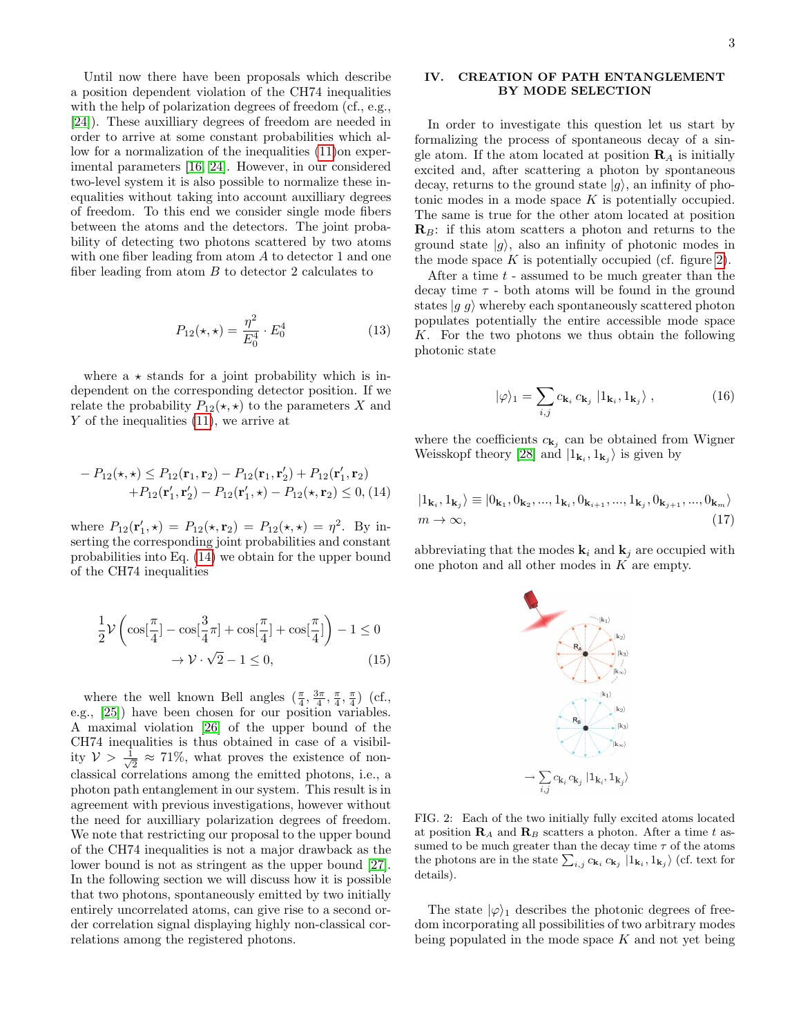Until now there have been proposals which describe a position dependent violation of the CH74 inequalities with the help of polarization degrees of freedom (cf., e.g., [24]). These auxilliary degrees of freedom are needed in order to arrive at some constant probabilities which allow for a normalization of the inequalities (11)on experimental parameters [16, 24]. However, in our considered two-level system it is also possible to normalize these inequalities without taking into account auxilliary degrees of freedom. To this end we consider single mode fibers between the atoms and the detectors. The joint probability of detecting two photons scattered by two atoms with one fiber leading from atom $A$ to detector 1 and one fiber leading from atom $B$ to detector 2 calculates to

$$P_{12}(\star,\star) = \frac{\eta^2}{E_0^4} \cdot E_0^4 \tag{13}$$

where a $\star$ stands for a joint probability which is independent on the corresponding detector position. If we relate the probability $P_{12}(\star,\star)$ to the parameters $X$ and $Y$ of the inequalities (11), we arrive at

$$\begin{aligned} -P_{12}(\star,\star) \leq P_{12}(\mathbf{r}_1,\mathbf{r}_2) - P_{12}(\mathbf{r}_1,\mathbf{r}_2') + P_{12}(\mathbf{r}_1',\mathbf{r}_2) \\ + P_{12}(\mathbf{r}_1',\mathbf{r}_2') - P_{12}(\mathbf{r}_1',\star) - P_{12}(\star,\mathbf{r}_2) \leq 0, \end{aligned} \tag{14}$$

where $P_{12}(\mathbf{r}_1',\star) = P_{12}(\star,\mathbf{r}_2) = P_{12}(\star,\star) = \eta^2$. By inserting the corresponding joint probabilities and constant probabilities into Eq. (14) we obtain for the upper bound of the CH74 inequalities

$$\begin{aligned} \frac{1}{2}\mathcal{V}\left(\cos[\frac{\pi}{4}] - \cos[\frac{3}{4}\pi] + \cos[\frac{\pi}{4}] + \cos[\frac{\pi}{4}]\right) - 1 \leq 0 \\ \rightarrow \mathcal{V} \cdot \sqrt{2} - 1 \leq 0, \end{aligned} \tag{15}$$

where the well known Bell angles $(\frac{\pi}{4}, \frac{3\pi}{4}, \frac{\pi}{4}, \frac{\pi}{4})$ (cf., e.g., [25]) have been chosen for our position variables. A maximal violation [26] of the upper bound of the CH74 inequalities is thus obtained in case of a visibility $\mathcal{V} > \frac{1}{\sqrt{2}} \approx 71\%$, what proves the existence of nonclassical correlations among the emitted photons, i.e., a photon path entanglement in our system. This result is in agreement with previous investigations, however without the need for auxilliary polarization degrees of freedom. We note that restricting our proposal to the upper bound of the CH74 inequalities is not a major drawback as the lower bound is not as stringent as the upper bound [27]. In the following section we will discuss how it is possible that two photons, spontaneously emitted by two initially entirely uncorrelated atoms, can give rise to a second order correlation signal displaying highly non-classical correlations among the registered photons.

## IV. CREATION OF PATH ENTANGLEMENT BY MODE SELECTION

In order to investigate this question let us start by formalizing the process of spontaneous decay of a single atom. If the atom located at position $\mathbf{R}_A$ is initially excited and, after scattering a photon by spontaneous decay, returns to the ground state $|g\rangle$, an infinity of photonic modes in a mode space $K$ is potentially occupied. The same is true for the other atom located at position $\mathbf{R}_B$: if this atom scatters a photon and returns to the ground state $|g\rangle$, also an infinity of photonic modes in the mode space $K$ is potentially occupied (cf. figure 2).

After a time $t$ - assumed to be much greater than the decay time $\tau$ - both atoms will be found in the ground states $|g\ g\rangle$ whereby each spontaneously scattered photon populates potentially the entire accessible mode space $K$. For the two photons we thus obtain the following photonic state

$$|\varphi\rangle_1 = \sum_{i,j} c_{\mathbf{k}_i}\, c_{\mathbf{k}_j}\ |1_{\mathbf{k}_i}, 1_{\mathbf{k}_j}\rangle\ , \tag{16}$$

where the coefficients $c_{\mathbf{k}_j}$ can be obtained from Wigner Weisskopf theory [28] and $|1_{\mathbf{k}_i}, 1_{\mathbf{k}_j}\rangle$ is given by

$$\begin{aligned} &|1_{\mathbf{k}_i}, 1_{\mathbf{k}_j}\rangle \equiv |0_{\mathbf{k}_1}, 0_{\mathbf{k}_2}, ..., 1_{\mathbf{k}_i}, 0_{\mathbf{k}_{i+1}}, ..., 1_{\mathbf{k}_j}, 0_{\mathbf{k}_{j+1}}, ..., 0_{\mathbf{k}_m}\rangle \\ &m \rightarrow \infty, \end{aligned} \tag{17}$$

abbreviating that the modes $\mathbf{k}_i$ and $\mathbf{k}_j$ are occupied with one photon and all other modes in $K$ are empty.

FIG. 2: Each of the two initially fully excited atoms located at position $\mathbf{R}_A$ and $\mathbf{R}_B$ scatters a photon. After a time $t$ assumed to be much greater than the decay time $\tau$ of the atoms the photons are in the state $\sum_{i,j} c_{\mathbf{k}_i}\, c_{\mathbf{k}_j}\ |1_{\mathbf{k}_i}, 1_{\mathbf{k}_j}\rangle$ (cf. text for details).

The state $|\varphi\rangle_1$ describes the photonic degrees of freedom incorporating all possibilities of two arbitrary modes being populated in the mode space $K$ and not yet being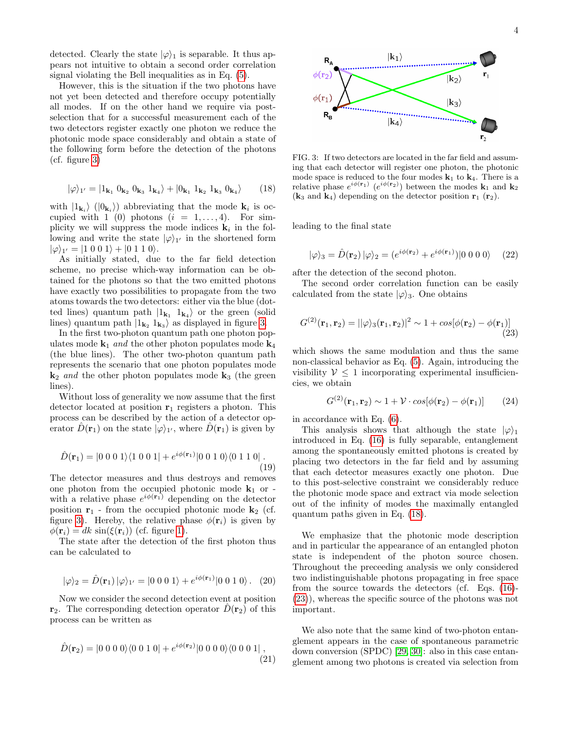detected. Clearly the state $|\varphi\rangle_1$ is separable. It thus appears not intuitive to obtain a second order correlation signal violating the Bell inequalities as in Eq. (5).

However, this is the situation if the two photons have not yet been detected and therefore occupy potentially all modes. If on the other hand we require via post-selection that for a successful measurement each of the two detectors register exactly one photon we reduce the photonic mode space considerably and obtain a state of the following form before the detection of the photons (cf. figure 3)

$$|\varphi\rangle_{1'} = |1_{\mathbf{k}_1}\ 0_{\mathbf{k}_2}\ 0_{\mathbf{k}_3}\ 1_{\mathbf{k}_4}\rangle + |0_{\mathbf{k}_1}\ 1_{\mathbf{k}_2}\ 1_{\mathbf{k}_3}\ 0_{\mathbf{k}_4}\rangle \quad (18)$$

with $|1_{\mathbf{k}_i}\rangle$ ($|0_{\mathbf{k}_i}\rangle$) abbreviating that the mode $\mathbf{k}_i$ is occupied with 1 (0) photons ($i = 1, \ldots, 4$). For simplicity we will suppress the mode indices $\mathbf{k}_i$ in the following and write the state $|\varphi\rangle_{1'}$ in the shortened form $|\varphi\rangle_{1'} = |1\ 0\ 0\ 1\rangle + |0\ 1\ 1\ 0\rangle$.

As initially stated, due to the far field detection scheme, no precise which-way information can be obtained for the photons so that the two emitted photons have exactly two possibilities to propagate from the two atoms towards the two detectors: either via the blue (dotted lines) quantum path $|1_{\mathbf{k}_1}\ 1_{\mathbf{k}_4}\rangle$ or the green (solid lines) quantum path $|1_{\mathbf{k}_2}\ 1_{\mathbf{k}_3}\rangle$ as displayed in figure 3.

In the first two-photon quantum path one photon populates mode $\mathbf{k}_1$ *and* the other photon populates mode $\mathbf{k}_4$ (the blue lines). The other two-photon quantum path represents the scenario that one photon populates mode $\mathbf{k}_2$ *and* the other photon populates mode $\mathbf{k}_3$ (the green lines).

Without loss of generality we now assume that the first detector located at position $\mathbf{r}_1$ registers a photon. This process can be described by the action of a detector operator $\hat{D}(\mathbf{r}_1)$ on the state $|\varphi\rangle_{1'}$, where $\hat{D}(\mathbf{r}_1)$ is given by

$$\hat{D}(\mathbf{r}_1) = |0\ 0\ 0\ 1\rangle\langle 1\ 0\ 0\ 1| + e^{i\phi(\mathbf{r}_1)}|0\ 0\ 1\ 0\rangle\langle 0\ 1\ 1\ 0|\,. \quad (19)$$

The detector measures and thus destroys and removes one photon from the occupied photonic mode $\mathbf{k}_1$ or - with a relative phase $e^{i\phi(\mathbf{r}_1)}$ depending on the detector position $\mathbf{r}_1$ - from the occupied photonic mode $\mathbf{k}_2$ (cf. figure 3). Hereby, the relative phase $\phi(\mathbf{r}_i)$ is given by $\phi(\mathbf{r}_i) = dk\, \sin(\xi(\mathbf{r}_i))$ (cf. figure 1).

The state after the detection of the first photon thus can be calculated to

$$|\varphi\rangle_2 = \hat{D}(\mathbf{r}_1)\,|\varphi\rangle_{1'} = |0\ 0\ 0\ 1\rangle + e^{i\phi(\mathbf{r}_1)}|0\ 0\ 1\ 0\rangle\,. \quad (20)$$

Now we consider the second detection event at position $\mathbf{r}_2$. The corresponding detection operator $\hat{D}(\mathbf{r}_2)$ of this process can be written as

$$\hat{D}(\mathbf{r}_2) = |0\ 0\ 0\ 0\rangle\langle 0\ 0\ 1\ 0| + e^{i\phi(\mathbf{r}_2)}|0\ 0\ 0\ 0\rangle\langle 0\ 0\ 0\ 1|\,, \quad (21)$$

FIG. 3: If two detectors are located in the far field and assuming that each detector will register one photon, the photonic mode space is reduced to the four modes $\mathbf{k}_1$ to $\mathbf{k}_4$. There is a relative phase $e^{i\phi(\mathbf{r}_1)}$ ($e^{i\phi(\mathbf{r}_2)}$) between the modes $\mathbf{k}_1$ and $\mathbf{k}_2$ ($\mathbf{k}_3$ and $\mathbf{k}_4$) depending on the detector position $\mathbf{r}_1$ ($\mathbf{r}_2$).

leading to the final state

$$|\varphi\rangle_3 = \hat{D}(\mathbf{r}_2)\,|\varphi\rangle_2 = (e^{i\phi(\mathbf{r}_2)} + e^{i\phi(\mathbf{r}_1)})|0\ 0\ 0\ 0\rangle \quad (22)$$

after the detection of the second photon.

The second order correlation function can be easily calculated from the state $|\varphi\rangle_3$. One obtains

$$G^{(2)}(\mathbf{r}_1, \mathbf{r}_2) = ||\varphi\rangle_3(\mathbf{r}_1, \mathbf{r}_2)|^2 \sim 1 + cos[\phi(\mathbf{r}_2) - \phi(\mathbf{r}_1)] \quad (23)$$

which shows the same modulation and thus the same non-classical behavior as Eq. (5). Again, introducing the visibility $\mathcal{V} \leq 1$ incorporating experimental insufficiencies, we obtain

$$G^{(2)}(\mathbf{r}_1, \mathbf{r}_2) \sim 1 + \mathcal{V} \cdot cos[\phi(\mathbf{r}_2) - \phi(\mathbf{r}_1)] \quad (24)$$

in accordance with Eq. (6).

This analysis shows that although the state $|\varphi\rangle_1$ introduced in Eq. (16) is fully separable, entanglement among the spontaneously emitted photons is created by placing two detectors in the far field and by assuming that each detector measures exactly one photon. Due to this post-selective constraint we considerably reduce the photonic mode space and extract via mode selection out of the infinity of modes the maximally entangled quantum paths given in Eq. (18).

We emphasize that the photonic mode description and in particular the appearance of an entangled photon state is independent of the photon source chosen. Throughout the preceeding analysis we only considered two indistinguishable photons propagating in free space from the source towards the detectors (cf. Eqs. (16)-(23)), whereas the specific source of the photons was not important.

We also note that the same kind of two-photon entanglement appears in the case of spontaneous parametric down conversion (SPDC) [29, 30]: also in this case entanglement among two photons is created via selection from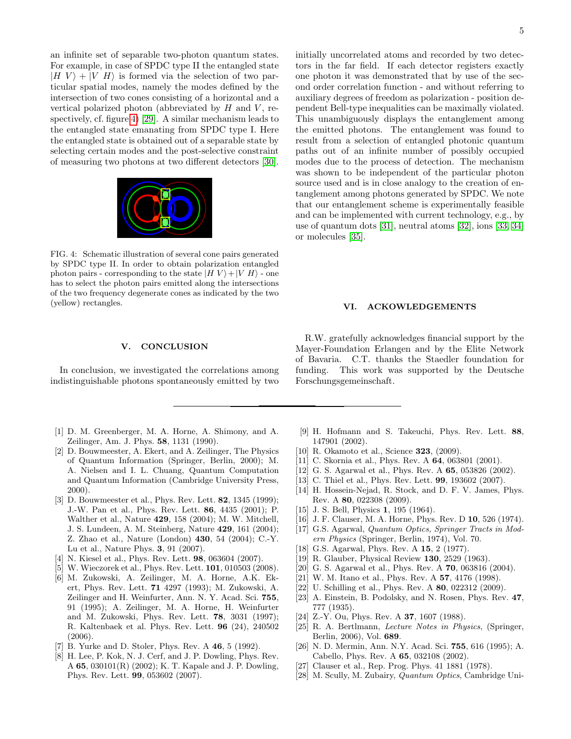an infinite set of separable two-photon quantum states. For example, in case of SPDC type II the entangled state $|H\ V\rangle + |V\ H\rangle$ is formed via the selection of two particular spatial modes, namely the modes defined by the intersection of two cones consisting of a horizontal and a vertical polarized photon (abbreviated by $H$ and $V$, respectively, cf. figure 4) [29]. A similar mechanism leads to the entangled state emanating from SPDC type I. Here the entangled state is obtained out of a separable state by selecting certain modes and the post-selective constraint of measuring two photons at two different detectors [30].

FIG. 4: Schematic illustration of several cone pairs generated by SPDC type II. In order to obtain polarization entangled photon pairs - corresponding to the state $|H\ V\rangle + |V\ H\rangle$ - one has to select the photon pairs emitted along the intersections of the two frequency degenerate cones as indicated by the two (yellow) rectangles.

## V. CONCLUSION

In conclusion, we investigated the correlations among indistinguishable photons spontaneously emitted by two initially uncorrelated atoms and recorded by two detectors in the far field. If each detector registers exactly one photon it was demonstrated that by use of the second order correlation function - and without referring to auxiliary degrees of freedom as polarization - position dependent Bell-type inequalities can be maximally violated. This unambiguously displays the entanglement among the emitted photons. The entanglement was found to result from a selection of entangled photonic quantum paths out of an infinite number of possibly occupied modes due to the process of detection. The mechanism was shown to be independent of the particular photon source used and is in close analogy to the creation of entanglement among photons generated by SPDC. We note that our entanglement scheme is experimentally feasible and can be implemented with current technology, e.g., by use of quantum dots [31], neutral atoms [32], ions [33, 34] or molecules [35].

## VI. ACKOWLEDGEMENTS

R.W. gratefully acknowledges financial support by the Mayer-Foundation Erlangen and by the Elite Network of Bavaria. C.T. thanks the Staedler foundation for funding. This work was supported by the Deutsche Forschungsgemeinschaft.

---

[1] D. M. Greenberger, M. A. Horne, A. Shimony, and A. Zeilinger, Am. J. Phys. **58**, 1131 (1990).

[2] D. Bouwmeester, A. Ekert, and A. Zeilinger, The Physics of Quantum Information (Springer, Berlin, 2000); M. A. Nielsen and I. L. Chuang, Quantum Computation and Quantum Information (Cambridge University Press, 2000).

[3] D. Bouwmeester et al., Phys. Rev. Lett. **82**, 1345 (1999); J.-W. Pan et al., Phys. Rev. Lett. **86**, 4435 (2001); P. Walther et al., Nature **429**, 158 (2004); M. W. Mitchell, J. S. Lundeen, A. M. Steinberg, Nature **429**, 161 (2004); Z. Zhao et al., Nature (London) **430**, 54 (2004); C.-Y. Lu et al., Nature Phys. **3**, 91 (2007).

[4] N. Kiesel et al., Phys. Rev. Lett. **98**, 063604 (2007).

[5] W. Wieczorek et al., Phys. Rev. Lett. **101**, 010503 (2008).

[6] M. Zukowski, A. Zeilinger, M. A. Horne, A.K. Ekert, Phys. Rev. Lett. **71** 4297 (1993); M. Zukowski, A. Zeilinger and H. Weinfurter, Ann. N. Y. Acad. Sci. **755**, 91 (1995); A. Zeilinger, M. A. Horne, H. Weinfurter and M. Zukowski, Phys. Rev. Lett. **78**, 3031 (1997); R. Kaltenbaek et al. Phys. Rev. Lett. **96** (24), 240502 (2006).

[7] B. Yurke and D. Stoler, Phys. Rev. A **46**, 5 (1992).

[8] H. Lee, P. Kok, N. J. Cerf, and J. P. Dowling, Phys. Rev. A **65**, 030101(R) (2002); K. T. Kapale and J. P. Dowling, Phys. Rev. Lett. **99**, 053602 (2007).

[9] H. Hofmann and S. Takeuchi, Phys. Rev. Lett. **88**, 147901 (2002).

[10] R. Okamoto et al., Science **323**, (2009).

[11] C. Skornia et al., Phys. Rev. A **64**, 063801 (2001).

[12] G. S. Agarwal et al., Phys. Rev. A **65**, 053826 (2002).

[13] C. Thiel et al., Phys. Rev. Lett. **99**, 193602 (2007).

[14] H. Hossein-Nejad, R. Stock, and D. F. V. James, Phys. Rev. A **80**, 022308 (2009).

[15] J. S. Bell, Physics **1**, 195 (1964).

[16] J. F. Clauser, M. A. Horne, Phys. Rev. D **10**, 526 (1974).

[17] G.S. Agarwal, *Quantum Optics, Springer Tracts in Modern Physics* (Springer, Berlin, 1974), Vol. 70.

[18] G.S. Agarwal, Phys. Rev. A **15**, 2 (1977).

[19] R. Glauber, Physical Review **130**, 2529 (1963).

[20] G. S. Agarwal et al., Phys. Rev. A **70**, 063816 (2004).

[21] W. M. Itano et al., Phys. Rev. A **57**, 4176 (1998).

[22] U. Schilling et al., Phys. Rev. A **80**, 022312 (2009).

[23] A. Einstein, B. Podolsky, and N. Rosen, Phys. Rev. **47**, 777 (1935).

[24] Z.-Y. Ou, Phys. Rev. A **37**, 1607 (1988).

[25] R. A. Bertlmann, *Lecture Notes in Physics*, (Springer, Berlin, 2006), Vol. **689**.

[26] N. D. Mermin, Ann. N.Y. Acad. Sci. **755**, 616 (1995); A. Cabello, Phys. Rev. A **65**, 032108 (2002).

[27] Clauser et al., Rep. Prog. Phys. 41 1881 (1978).

[28] M. Scully, M. Zubairy, *Quantum Optics*, Cambridge Uni-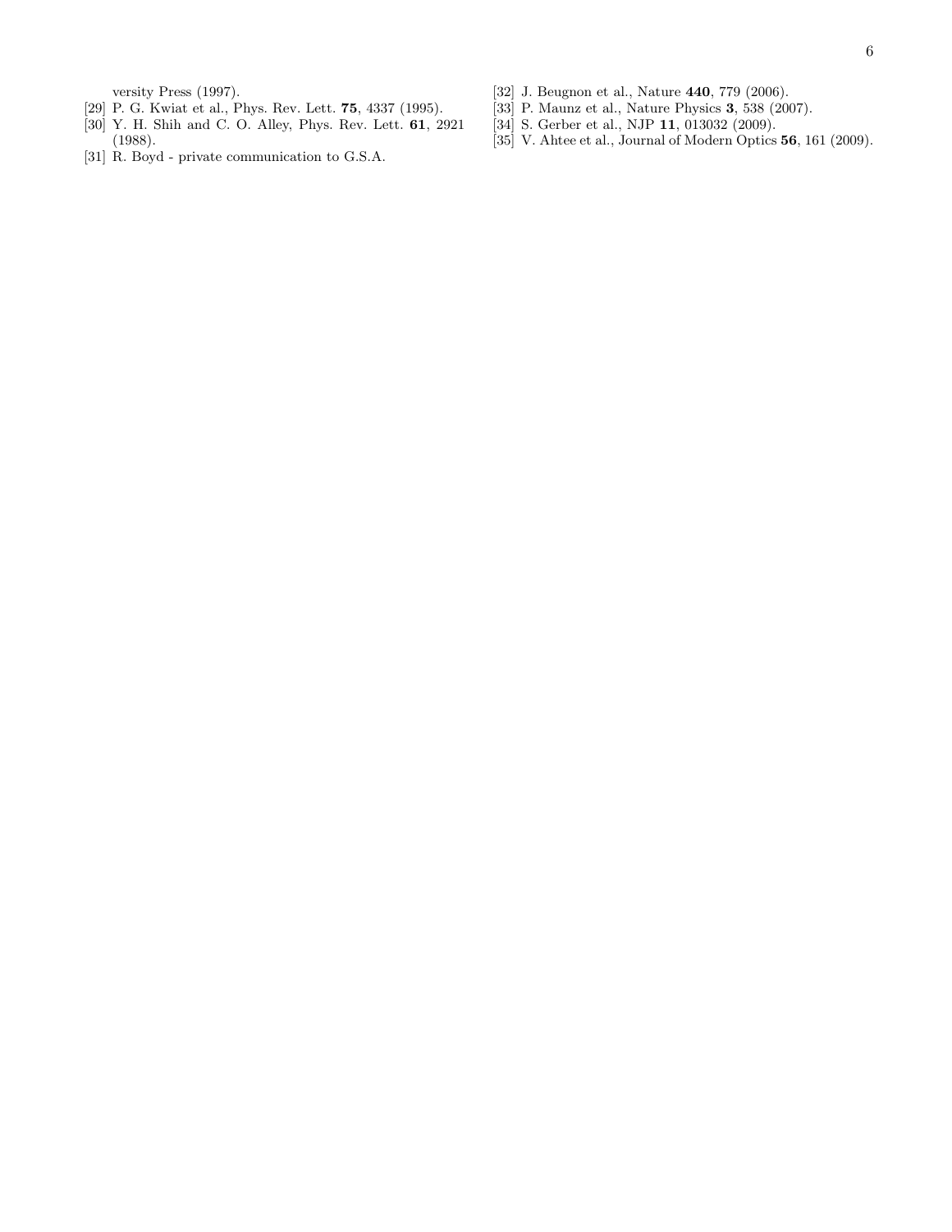versity Press (1997).

[29] P. G. Kwiat et al., Phys. Rev. Lett. **75**, 4337 (1995).

[30] Y. H. Shih and C. O. Alley, Phys. Rev. Lett. **61**, 2921 (1988).

[31] R. Boyd - private communication to G.S.A.

[32] J. Beugnon et al., Nature **440**, 779 (2006).

[33] P. Maunz et al., Nature Physics **3**, 538 (2007).

[34] S. Gerber et al., NJP **11**, 013032 (2009).

[35] V. Ahtee et al., Journal of Modern Optics **56**, 161 (2009).